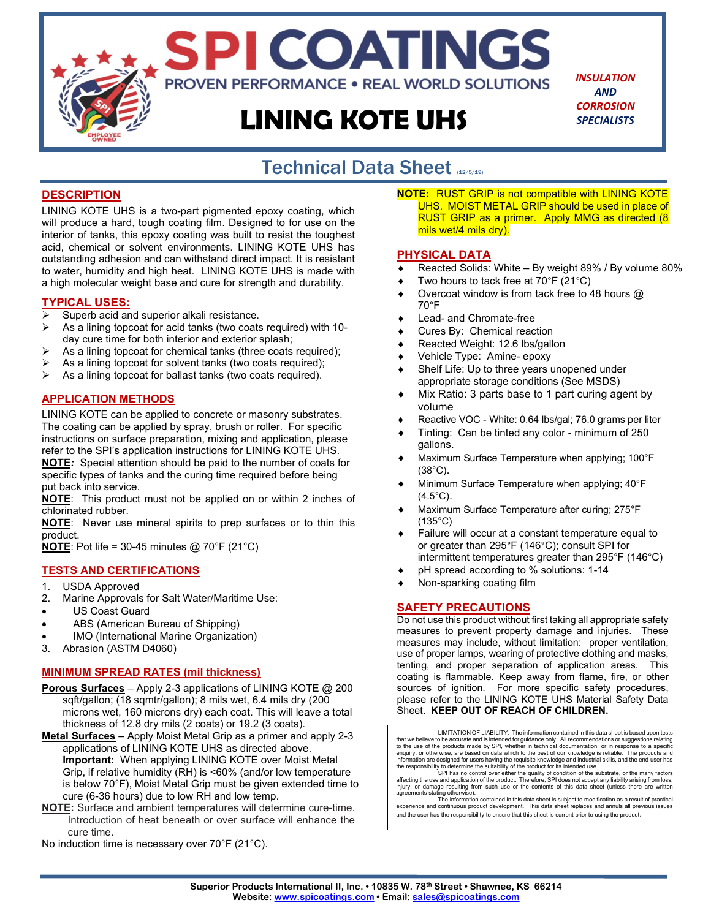# SPI COATINGS

PROVEN PERFORMANCE • REAL WORLD SOLUTIONS

# LINING KOTE UHS

*INSULATION AND CORROSION SPECIALISTS*

## Technical Data Sheet (12/5/19)

## DESCRIPTION

LINING KOTE UHS is a two-part pigmented epoxy coating, which will produce a hard, tough coating film. Designed to for use on the interior of tanks, this epoxy coating was built to resist the toughest acid, chemical or solvent environments. LINING KOTE UHS has outstanding adhesion and can withstand direct impact. It is resistant to water, humidity and high heat. LINING KOTE UHS is made with a high molecular weight base and cure for strength and durability.

## TYPICAL USES:

- Superb acid and superior alkali resistance.
- As a lining topcoat for acid tanks (two coats required) with 10-day cure time for both interior and exterior splash;
- As a lining topcoat for chemical tanks (three coats required);
- As a lining topcoat for solvent tanks (two coats required);
- As a lining topcoat for ballast tanks (two coats required).

## APPLICATION METHODS

LINING KOTE can be applied to concrete or masonry substrates. The coating can be applied by spray, brush or roller. For specific instructions on surface preparation, mixing and application, please refer to the SPI's application instructions for LINING KOTE UHS.

**NOTE***:* Special attention should be paid to the number of coats for specific types of tanks and the curing time required before being put back into service.

**NOTE**: This product must not be applied on or within 2 inches of chlorinated rubber.

**NOTE**: Never use mineral spirits to prep surfaces or to thin this product.

**NOTE**: Pot life = 30-45 minutes @ 70°F (21°C)

## TESTS AND CERTIFICATIONS

1. USDA Approved
2. Marine Approvals for Salt Water/Maritime Use:
   - US Coast Guard
   - ABS (American Bureau of Shipping)
   - IMO (International Marine Organization)
3. Abrasion (ASTM D4060)

## MINIMUM SPREAD RATES (mil thickness)

**Porous Surfaces** – Apply 2-3 applications of LINING KOTE @ 200 sqft/gallon; (18 sqmtr/gallon); 8 mils wet, 6.4 mils dry (200 microns wet, 160 microns dry) each coat. This will leave a total thickness of 12.8 dry mils (2 coats) or 19.2 (3 coats).

**Metal Surfaces** – Apply Moist Metal Grip as a primer and apply 2-3 applications of LINING KOTE UHS as directed above.
**Important:** When applying LINING KOTE over Moist Metal Grip, if relative humidity (RH) is <60% (and/or low temperature is below 70°F), Moist Metal Grip must be given extended time to cure (6-36 hours) due to low RH and low temp.

**NOTE:** Surface and ambient temperatures will determine cure-time. Introduction of heat beneath or over surface will enhance the cure time.

No induction time is necessary over 70°F (21°C).

**NOTE:** RUST GRIP is not compatible with LINING KOTE UHS. MOIST METAL GRIP should be used in place of RUST GRIP as a primer. Apply MMG as directed (8 mils wet/4 mils dry).

## PHYSICAL DATA

- Reacted Solids: White – By weight 89% / By volume 80%
- Two hours to tack free at 70°F (21°C)
- Overcoat window is from tack free to 48 hours @ 70°F
- Lead- and Chromate-free
- Cures By: Chemical reaction
- Reacted Weight: 12.6 lbs/gallon
- Vehicle Type: Amine- epoxy
- Shelf Life: Up to three years unopened under appropriate storage conditions (See MSDS)
- Mix Ratio: 3 parts base to 1 part curing agent by volume
- Reactive VOC - White: 0.64 lbs/gal; 76.0 grams per liter
- Tinting: Can be tinted any color - minimum of 250 gallons.
- Maximum Surface Temperature when applying; 100°F (38°C).
- Minimum Surface Temperature when applying; 40°F (4.5°C).
- Maximum Surface Temperature after curing; 275°F (135°C)
- Failure will occur at a constant temperature equal to or greater than 295°F (146°C); consult SPI for intermittent temperatures greater than 295°F (146°C)
- pH spread according to % solutions: 1-14
- Non-sparking coating film

## SAFETY PRECAUTIONS

Do not use this product without first taking all appropriate safety measures to prevent property damage and injuries. These measures may include, without limitation: proper ventilation, use of proper lamps, wearing of protective clothing and masks, tenting, and proper separation of application areas. This coating is flammable. Keep away from flame, fire, or other sources of ignition. For more specific safety procedures, please refer to the LINING KOTE UHS Material Safety Data Sheet. **KEEP OUT OF REACH OF CHILDREN.**

LIMITATION OF LIABILITY: The information contained in this data sheet is based upon tests that we believe to be accurate and is intended for guidance only. All recommendations or suggestions relating to the use of the products made by SPI, whether in technical documentation, or in response to a specific enquiry, or otherwise, are based on data which to the best of our knowledge is reliable. The products and information are designed for users having the requisite knowledge and industrial skills, and the end-user has the responsibility to determine the suitability of the product for its intended use.

SPI has no control over either the quality of condition of the substrate, or the many factors affecting the use and application of the product. Therefore, SPI does not accept any liability arising from loss, injury, or damage resulting from such use or the contents of this data sheet (unless there are written agreements stating otherwise).

The information contained in this data sheet is subject to modification as a result of practical experience and continuous product development. This data sheet replaces and annuls all previous issues and the user has the responsibility to ensure that this sheet is current prior to using the product.

Superior Products International II, Inc. • 10835 W. 78th Street • Shawnee, KS 66214
Website: www.spicoatings.com • Email: sales@spicoatings.com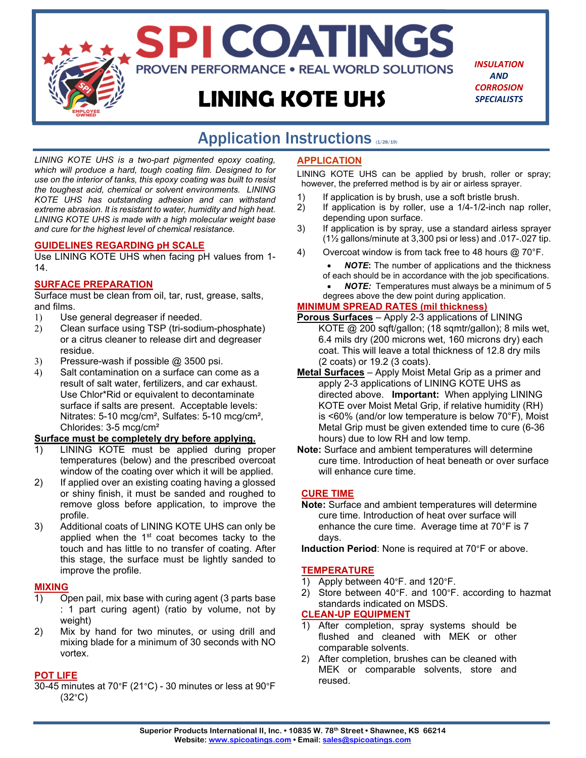# SPI COATINGS

PROVEN PERFORMANCE • REAL WORLD SOLUTIONS

# LINING KOTE UHS

*INSULATION AND CORROSION SPECIALISTS*

## Application Instructions (1/28/19)

*LINING KOTE UHS is a two-part pigmented epoxy coating, which will produce a hard, tough coating film. Designed to for use on the interior of tanks, this epoxy coating was built to resist the toughest acid, chemical or solvent environments. LINING KOTE UHS has outstanding adhesion and can withstand extreme abrasion. It is resistant to water, humidity and high heat. LINING KOTE UHS is made with a high molecular weight base and cure for the highest level of chemical resistance.*

### GUIDELINES REGARDING pH SCALE

Use LINING KOTE UHS when facing pH values from 1-14.

### SURFACE PREPARATION

Surface must be clean from oil, tar, rust, grease, salts, and films.

1) Use general degreaser if needed.
2) Clean surface using TSP (tri-sodium-phosphate) or a citrus cleaner to release dirt and degreaser residue.
3) Pressure-wash if possible @ 3500 psi.
4) Salt contamination on a surface can come as a result of salt water, fertilizers, and car exhaust. Use Chlor*Rid or equivalent to decontaminate surface if salts are present. Acceptable levels: Nitrates: 5-10 mcg/cm², Sulfates: 5-10 mcg/cm², Chlorides: 3-5 mcg/cm²

**Surface must be completely dry before applying.**

1) LINING KOTE must be applied during proper temperatures (below) and the prescribed overcoat window of the coating over which it will be applied.
2) If applied over an existing coating having a glossed or shiny finish, it must be sanded and roughed to remove gloss before application, to improve the profile.
3) Additional coats of LINING KOTE UHS can only be applied when the 1st coat becomes tacky to the touch and has little to no transfer of coating. After this stage, the surface must be lightly sanded to improve the profile.

### MIXING

1) Open pail, mix base with curing agent (3 parts base : 1 part curing agent) (ratio by volume, not by weight)
2) Mix by hand for two minutes, or using drill and mixing blade for a minimum of 30 seconds with NO vortex.

### POT LIFE

30-45 minutes at 70°F (21°C) - 30 minutes or less at 90°F (32°C)

### APPLICATION

LINING KOTE UHS can be applied by brush, roller or spray; however, the preferred method is by air or airless sprayer.

1) If application is by brush, use a soft bristle brush.
2) If application is by roller, use a 1/4-1/2-inch nap roller, depending upon surface.
3) If application is by spray, use a standard airless sprayer (1½ gallons/minute at 3,300 psi or less) and .017-.027 tip.
4) Overcoat window is from tack free to 48 hours @ 70°F.
   - ***NOTE***: The number of applications and the thickness of each should be in accordance with the job specifications.
   - ***NOTE:*** Temperatures must always be a minimum of 5 degrees above the dew point during application.

### MINIMUM SPREAD RATES (mil thickness)

**Porous Surfaces** – Apply 2-3 applications of LINING KOTE @ 200 sqft/gallon; (18 sqmtr/gallon); 8 mils wet, 6.4 mils dry (200 microns wet, 160 microns dry) each coat. This will leave a total thickness of 12.8 dry mils (2 coats) or 19.2 (3 coats).

**Metal Surfaces** – Apply Moist Metal Grip as a primer and apply 2-3 applications of LINING KOTE UHS as directed above. **Important:** When applying LINING KOTE over Moist Metal Grip, if relative humidity (RH) is <60% (and/or low temperature is below 70°F), Moist Metal Grip must be given extended time to cure (6-36 hours) due to low RH and low temp.

**Note:** Surface and ambient temperatures will determine cure time. Introduction of heat beneath or over surface will enhance cure time.

### CURE TIME

**Note:** Surface and ambient temperatures will determine cure time. Introduction of heat over surface will enhance the cure time. Average time at 70°F is 7 days.

**Induction Period**: None is required at 70°F or above.

### TEMPERATURE

1) Apply between 40°F. and 120°F.
2) Store between 40°F. and 100°F. according to hazmat standards indicated on MSDS.

### CLEAN-UP EQUIPMENT

1) After completion, spray systems should be flushed and cleaned with MEK or other comparable solvents.
2) After completion, brushes can be cleaned with MEK or comparable solvents, store and reused.

**Superior Products International II, Inc. • 10835 W. 78th Street • Shawnee, KS 66214**
**Website: www.spicoatings.com • Email: sales@spicoatings.com**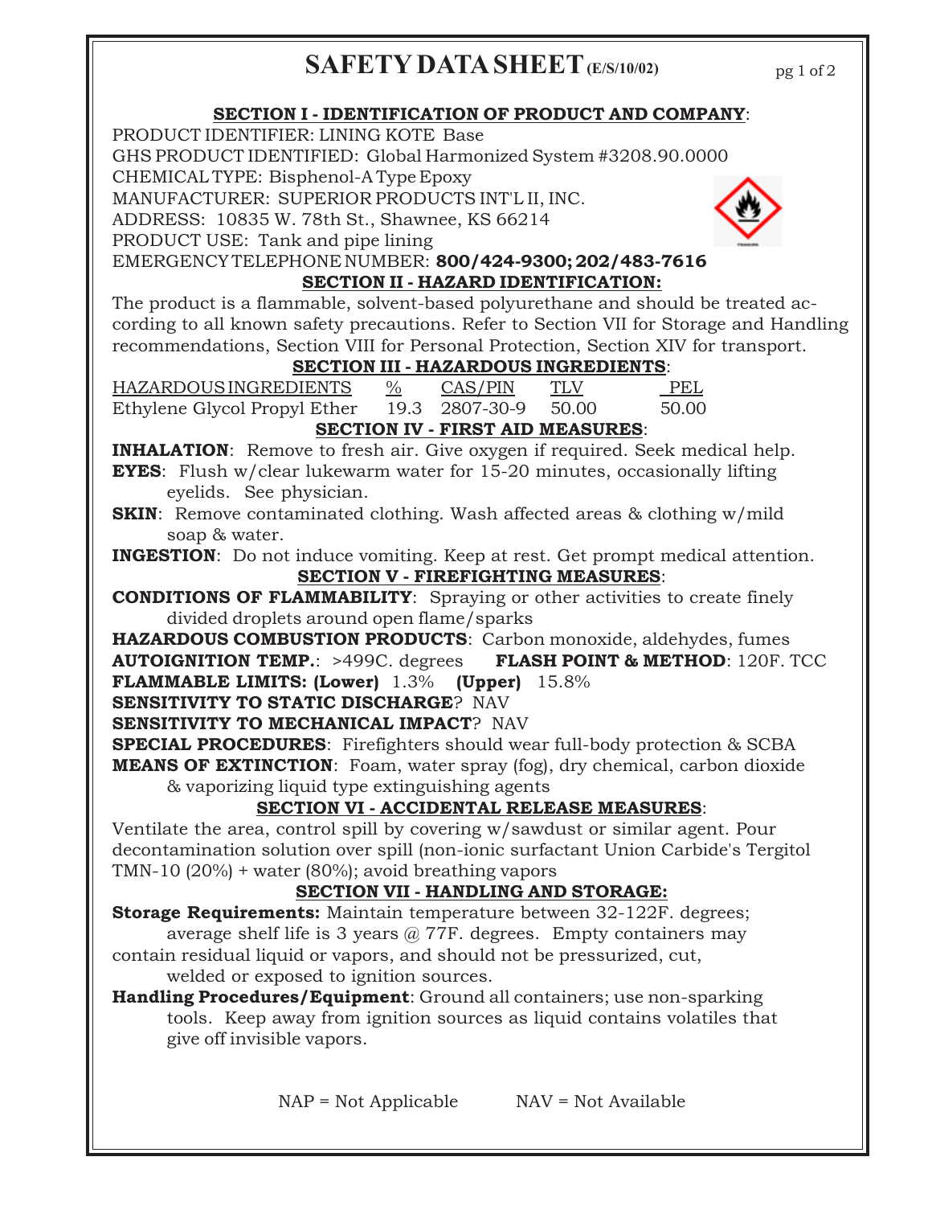# SAFETY DATA SHEET (E/S/10/02)

## SECTION I - IDENTIFICATION OF PRODUCT AND COMPANY:

PRODUCT IDENTIFIER: LINING KOTE Base
GHS PRODUCT IDENTIFIED: Global Harmonized System #3208.90.0000
CHEMICAL TYPE: Bisphenol-A Type Epoxy
MANUFACTURER: SUPERIOR PRODUCTS INT'L II, INC.
ADDRESS: 10835 W. 78th St., Shawnee, KS 66214
PRODUCT USE: Tank and pipe lining
EMERGENCY TELEPHONE NUMBER: **800/424-9300; 202/483-7616**

## SECTION II - HAZARD IDENTIFICATION:

The product is a flammable, solvent-based polyurethane and should be treated according to all known safety precautions. Refer to Section VII for Storage and Handling recommendations, Section VIII for Personal Protection, Section XIV for transport.

## SECTION III - HAZARDOUS INGREDIENTS:

| HAZARDOUS INGREDIENTS | % | CAS/PIN | TLV | PEL |
|---|---|---|---|---|
| Ethylene Glycol Propyl Ether | 19.3 | 2807-30-9 | 50.00 | 50.00 |

## SECTION IV - FIRST AID MEASURES:

**INHALATION**: Remove to fresh air. Give oxygen if required. Seek medical help.
**EYES**: Flush w/clear lukewarm water for 15-20 minutes, occasionally lifting eyelids. See physician.
**SKIN**: Remove contaminated clothing. Wash affected areas & clothing w/mild soap & water.
**INGESTION**: Do not induce vomiting. Keep at rest. Get prompt medical attention.

## SECTION V - FIREFIGHTING MEASURES:

**CONDITIONS OF FLAMMABILITY**: Spraying or other activities to create finely divided droplets around open flame/sparks
**HAZARDOUS COMBUSTION PRODUCTS**: Carbon monoxide, aldehydes, fumes
**AUTOIGNITION TEMP.**: >499C. degrees **FLASH POINT & METHOD**: 120F. TCC
**FLAMMABLE LIMITS: (Lower)** 1.3% **(Upper)** 15.8%
**SENSITIVITY TO STATIC DISCHARGE**? NAV
**SENSITIVITY TO MECHANICAL IMPACT**? NAV
**SPECIAL PROCEDURES**: Firefighters should wear full-body protection & SCBA
**MEANS OF EXTINCTION**: Foam, water spray (fog), dry chemical, carbon dioxide & vaporizing liquid type extinguishing agents

## SECTION VI - ACCIDENTAL RELEASE MEASURES:

Ventilate the area, control spill by covering w/sawdust or similar agent. Pour decontamination solution over spill (non-ionic surfactant Union Carbide's Tergitol TMN-10 (20%) + water (80%); avoid breathing vapors

## SECTION VII - HANDLING AND STORAGE:

**Storage Requirements:** Maintain temperature between 32-122F. degrees; average shelf life is 3 years @ 77F. degrees. Empty containers may contain residual liquid or vapors, and should not be pressurized, cut, welded or exposed to ignition sources.
**Handling Procedures/Equipment**: Ground all containers; use non-sparking tools. Keep away from ignition sources as liquid contains volatiles that give off invisible vapors.

NAP = Not Applicable NAV = Not Available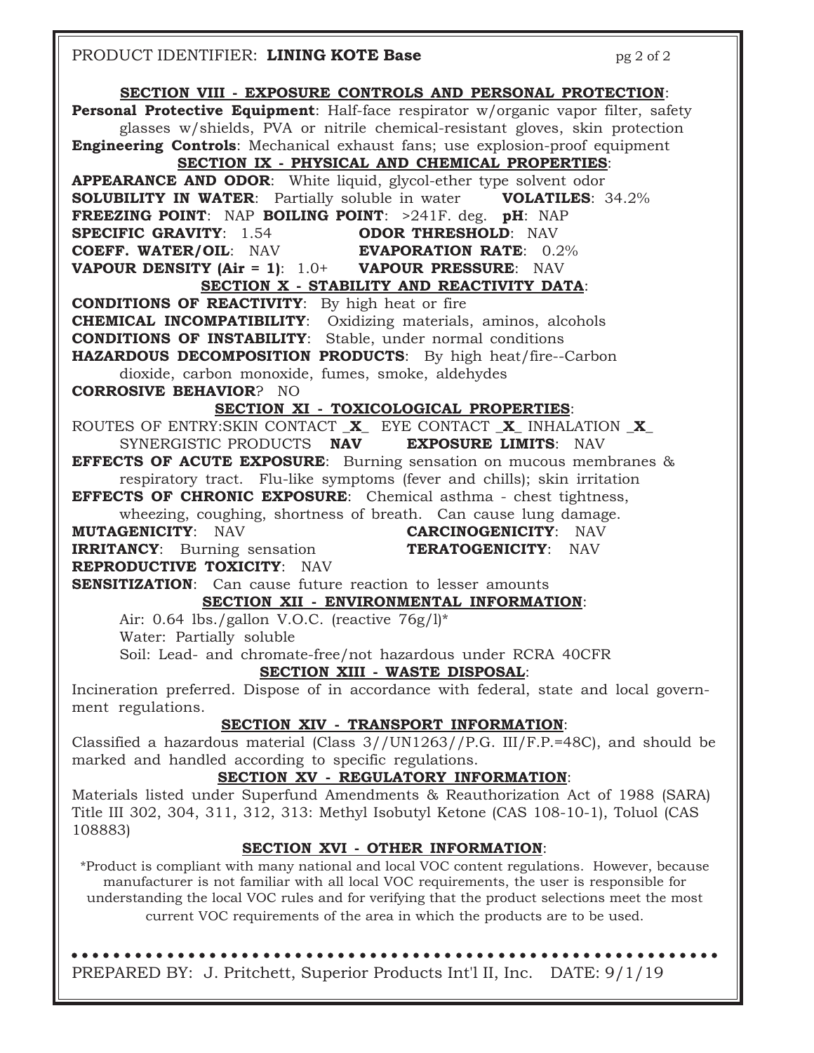PRODUCT IDENTIFIER: **LINING KOTE Base**

## SECTION VIII - EXPOSURE CONTROLS AND PERSONAL PROTECTION:

**Personal Protective Equipment**: Half-face respirator w/organic vapor filter, safety glasses w/shields, PVA or nitrile chemical-resistant gloves, skin protection

**Engineering Controls**: Mechanical exhaust fans; use explosion-proof equipment

## SECTION IX - PHYSICAL AND CHEMICAL PROPERTIES:

**APPEARANCE AND ODOR**: White liquid, glycol-ether type solvent odor

**SOLUBILITY IN WATER**: Partially soluble in water **VOLATILES**: 34.2%

**FREEZING POINT**: NAP **BOILING POINT**: >241F. deg. **pH**: NAP

**SPECIFIC GRAVITY**: 1.54 **ODOR THRESHOLD**: NAV

**COEFF. WATER/OIL**: NAV **EVAPORATION RATE**: 0.2%

**VAPOUR DENSITY (Air = 1)**: 1.0+ **VAPOUR PRESSURE**: NAV

## SECTION X - STABILITY AND REACTIVITY DATA:

**CONDITIONS OF REACTIVITY**: By high heat or fire

**CHEMICAL INCOMPATIBILITY**: Oxidizing materials, aminos, alcohols

**CONDITIONS OF INSTABILITY**: Stable, under normal conditions

**HAZARDOUS DECOMPOSITION PRODUCTS**: By high heat/fire--Carbon dioxide, carbon monoxide, fumes, smoke, aldehydes

**CORROSIVE BEHAVIOR**? NO

## SECTION XI - TOXICOLOGICAL PROPERTIES:

ROUTES OF ENTRY:SKIN CONTACT _**X**_ EYE CONTACT _**X**_ INHALATION _**X**_

SYNERGISTIC PRODUCTS **NAV** **EXPOSURE LIMITS**: NAV

**EFFECTS OF ACUTE EXPOSURE**: Burning sensation on mucous membranes & respiratory tract. Flu-like symptoms (fever and chills); skin irritation

**EFFECTS OF CHRONIC EXPOSURE**: Chemical asthma - chest tightness, wheezing, coughing, shortness of breath. Can cause lung damage.

**MUTAGENICITY**: NAV **CARCINOGENICITY**: NAV

**IRRITANCY**: Burning sensation **TERATOGENICITY**: NAV

**REPRODUCTIVE TOXICITY**: NAV

**SENSITIZATION**: Can cause future reaction to lesser amounts

## SECTION XII - ENVIRONMENTAL INFORMATION:

Air: 0.64 lbs./gallon V.O.C. (reactive 76g/l)*

Water: Partially soluble

Soil: Lead- and chromate-free/not hazardous under RCRA 40CFR

## SECTION XIII - WASTE DISPOSAL:

Incineration preferred. Dispose of in accordance with federal, state and local government regulations.

## SECTION XIV - TRANSPORT INFORMATION:

Classified a hazardous material (Class 3//UN1263//P.G. III/F.P.=48C), and should be marked and handled according to specific regulations.

## SECTION XV - REGULATORY INFORMATION:

Materials listed under Superfund Amendments & Reauthorization Act of 1988 (SARA) Title III 302, 304, 311, 312, 313: Methyl Isobutyl Ketone (CAS 108-10-1), Toluol (CAS 108883)

## SECTION XVI - OTHER INFORMATION:

*Product is compliant with many national and local VOC content regulations. However, because manufacturer is not familiar with all local VOC requirements, the user is responsible for understanding the local VOC rules and for verifying that the product selections meet the most current VOC requirements of the area in which the products are to be used.

PREPARED BY: J. Pritchett, Superior Products Int'l II, Inc. DATE: 9/1/19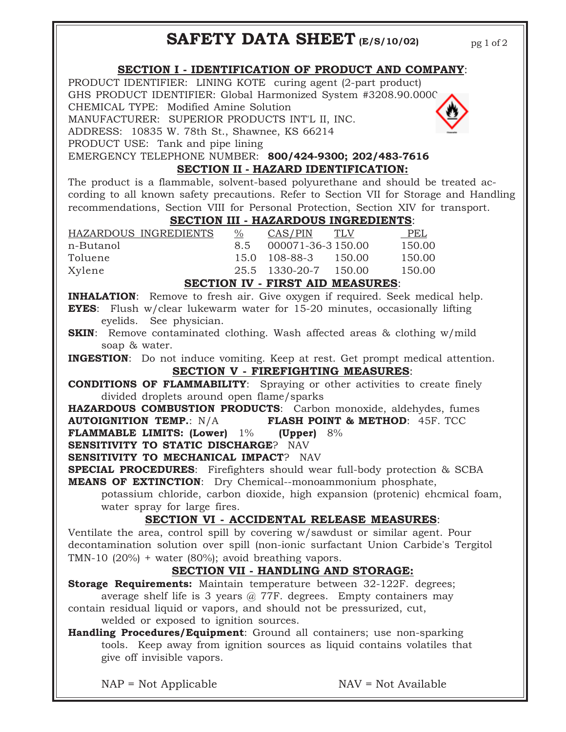# SAFETY DATA SHEET (E/S/10/02)

## SECTION I - IDENTIFICATION OF PRODUCT AND COMPANY:

PRODUCT IDENTIFIER: LINING KOTE curing agent (2-part product)
GHS PRODUCT IDENTIFIER: Global Harmonized System #3208.90.0000
CHEMICAL TYPE: Modified Amine Solution
MANUFACTURER: SUPERIOR PRODUCTS INT'L II, INC.
ADDRESS: 10835 W. 78th St., Shawnee, KS 66214
PRODUCT USE: Tank and pipe lining
EMERGENCY TELEPHONE NUMBER: **800/424-9300; 202/483-7616**

## SECTION II - HAZARD IDENTIFICATION:

The product is a flammable, solvent-based polyurethane and should be treated according to all known safety precautions. Refer to Section VII for Storage and Handling recommendations, Section VIII for Personal Protection, Section XIV for transport.

## SECTION III - HAZARDOUS INGREDIENTS:

| HAZARDOUS INGREDIENTS | % | CAS/PIN | TLV | PEL |
|---|---|---|---|---|
| n-Butanol | 8.5 | 000071-36-3 | 150.00 | 150.00 |
| Toluene | 15.0 | 108-88-3 | 150.00 | 150.00 |
| Xylene | 25.5 | 1330-20-7 | 150.00 | 150.00 |

## SECTION IV - FIRST AID MEASURES:

**INHALATION**: Remove to fresh air. Give oxygen if required. Seek medical help.
**EYES**: Flush w/clear lukewarm water for 15-20 minutes, occasionally lifting eyelids. See physician.
**SKIN**: Remove contaminated clothing. Wash affected areas & clothing w/mild soap & water.
**INGESTION**: Do not induce vomiting. Keep at rest. Get prompt medical attention.

## SECTION V - FIREFIGHTING MEASURES:

**CONDITIONS OF FLAMMABILITY**: Spraying or other activities to create finely divided droplets around open flame/sparks
**HAZARDOUS COMBUSTION PRODUCTS**: Carbon monoxide, aldehydes, fumes
**AUTOIGNITION TEMP.**: N/A **FLASH POINT & METHOD**: 45F. TCC
**FLAMMABLE LIMITS: (Lower)** 1% **(Upper)** 8%
**SENSITIVITY TO STATIC DISCHARGE**? NAV
**SENSITIVITY TO MECHANICAL IMPACT**? NAV
**SPECIAL PROCEDURES**: Firefighters should wear full-body protection & SCBA
**MEANS OF EXTINCTION**: Dry Chemical--monoammonium phosphate, potassium chloride, carbon dioxide, high expansion (protenic) ehcmical foam, water spray for large fires.

## SECTION VI - ACCIDENTAL RELEASE MEASURES:

Ventilate the area, control spill by covering w/sawdust or similar agent. Pour decontamination solution over spill (non-ionic surfactant Union Carbide's Tergitol TMN-10 (20%) + water (80%); avoid breathing vapors.

## SECTION VII - HANDLING AND STORAGE:

**Storage Requirements:** Maintain temperature between 32-122F. degrees; average shelf life is 3 years @ 77F. degrees. Empty containers may contain residual liquid or vapors, and should not be pressurized, cut, welded or exposed to ignition sources.
**Handling Procedures/Equipment**: Ground all containers; use non-sparking tools. Keep away from ignition sources as liquid contains volatiles that give off invisible vapors.

NAP = Not Applicable NAV = Not Available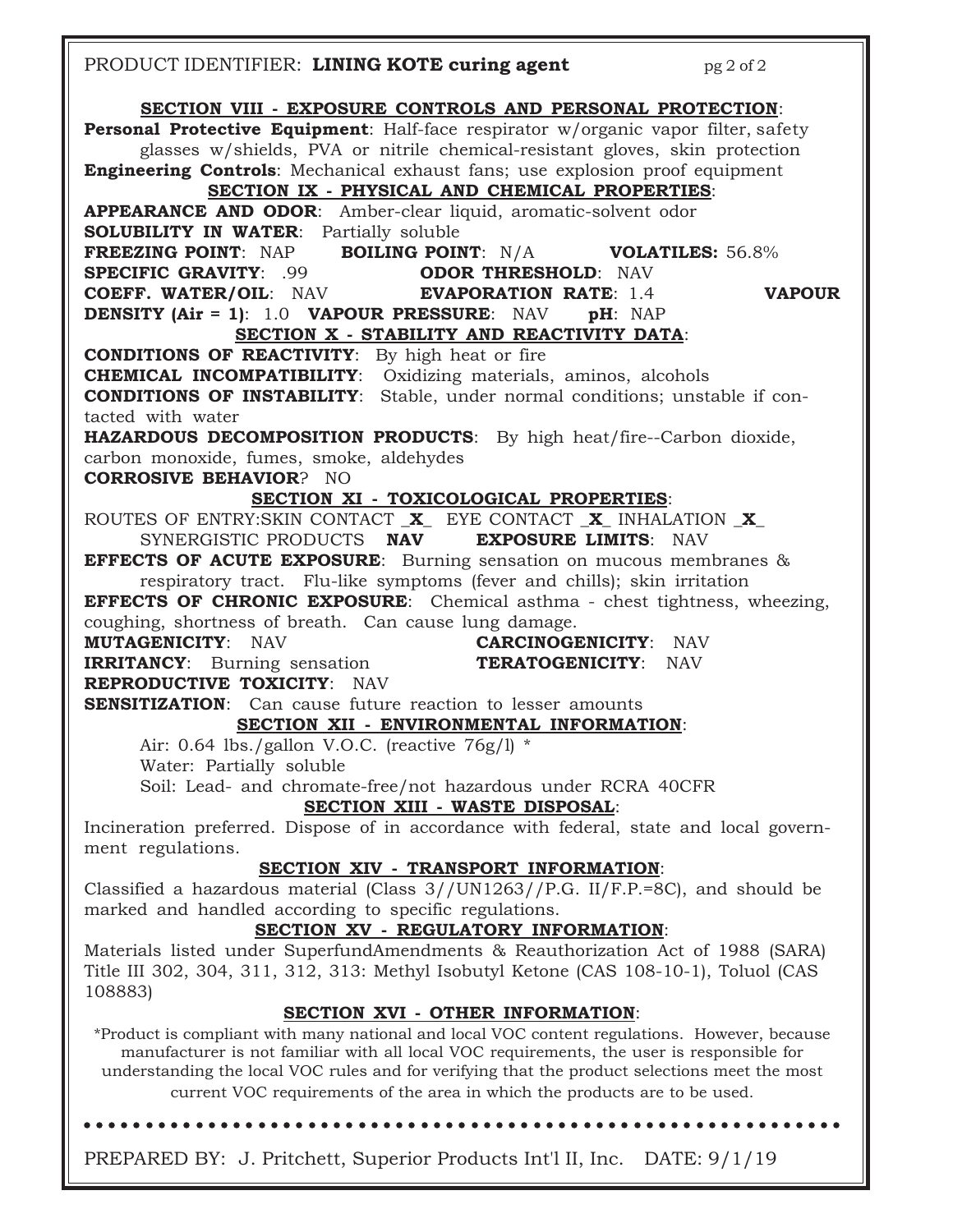PRODUCT IDENTIFIER: **LINING KOTE curing agent**

## SECTION VIII - EXPOSURE CONTROLS AND PERSONAL PROTECTION:

**Personal Protective Equipment**: Half-face respirator w/organic vapor filter, safety glasses w/shields, PVA or nitrile chemical-resistant gloves, skin protection

**Engineering Controls**: Mechanical exhaust fans; use explosion proof equipment

## SECTION IX - PHYSICAL AND CHEMICAL PROPERTIES:

**APPEARANCE AND ODOR**: Amber-clear liquid, aromatic-solvent odor

**SOLUBILITY IN WATER**: Partially soluble

**FREEZING POINT**: NAP **BOILING POINT**: N/A **VOLATILES:** 56.8%

**SPECIFIC GRAVITY**: .99 **ODOR THRESHOLD**: NAV

**COEFF. WATER/OIL**: NAV **EVAPORATION RATE**: 1.4 **VAPOUR DENSITY (Air = 1)**: 1.0 **VAPOUR PRESSURE**: NAV **pH**: NAP

## SECTION X - STABILITY AND REACTIVITY DATA:

**CONDITIONS OF REACTIVITY**: By high heat or fire

**CHEMICAL INCOMPATIBILITY**: Oxidizing materials, aminos, alcohols

**CONDITIONS OF INSTABILITY**: Stable, under normal conditions; unstable if contacted with water

**HAZARDOUS DECOMPOSITION PRODUCTS**: By high heat/fire--Carbon dioxide, carbon monoxide, fumes, smoke, aldehydes

**CORROSIVE BEHAVIOR**? NO

## SECTION XI - TOXICOLOGICAL PROPERTIES:

ROUTES OF ENTRY:SKIN CONTACT _**X**_ EYE CONTACT _**X**_ INHALATION _**X**_

SYNERGISTIC PRODUCTS **NAV** **EXPOSURE LIMITS**: NAV

**EFFECTS OF ACUTE EXPOSURE**: Burning sensation on mucous membranes & respiratory tract. Flu-like symptoms (fever and chills); skin irritation

**EFFECTS OF CHRONIC EXPOSURE**: Chemical asthma - chest tightness, wheezing, coughing, shortness of breath. Can cause lung damage.

**MUTAGENICITY**: NAV **CARCINOGENICITY**: NAV

**IRRITANCY**: Burning sensation **TERATOGENICITY**: NAV

**REPRODUCTIVE TOXICITY**: NAV

**SENSITIZATION**: Can cause future reaction to lesser amounts

## SECTION XII - ENVIRONMENTAL INFORMATION:

Air: 0.64 lbs./gallon V.O.C. (reactive 76g/l) *

Water: Partially soluble

Soil: Lead- and chromate-free/not hazardous under RCRA 40CFR

## SECTION XIII - WASTE DISPOSAL:

Incineration preferred. Dispose of in accordance with federal, state and local government regulations.

## SECTION XIV - TRANSPORT INFORMATION:

Classified a hazardous material (Class 3//UN1263//P.G. II/F.P.=8C), and should be marked and handled according to specific regulations.

## SECTION XV - REGULATORY INFORMATION:

Materials listed under SuperfundAmendments & Reauthorization Act of 1988 (SARA) Title III 302, 304, 311, 312, 313: Methyl Isobutyl Ketone (CAS 108-10-1), Toluol (CAS 108883)

## SECTION XVI - OTHER INFORMATION:

*Product is compliant with many national and local VOC content regulations. However, because manufacturer is not familiar with all local VOC requirements, the user is responsible for understanding the local VOC rules and for verifying that the product selections meet the most current VOC requirements of the area in which the products are to be used.

PREPARED BY: J. Pritchett, Superior Products Int'l II, Inc. DATE: 9/1/19